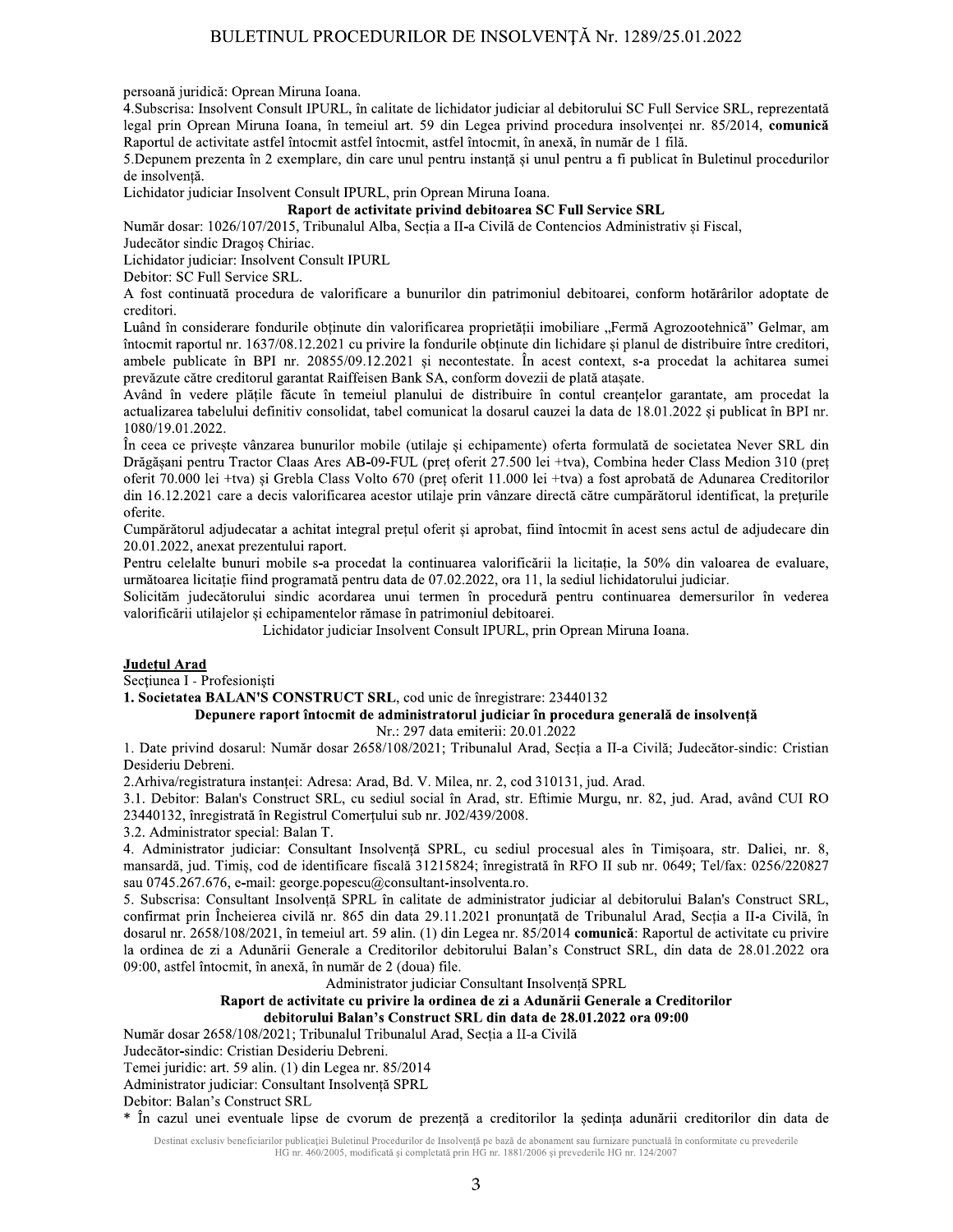persoană juridică: Oprean Miruna Ioana.

4.Subscrisa: Insolvent Consult IPURL, în calitate de lichidator judiciar al debitorului SC Full Service SRL, reprezentată legal prin Oprean Miruna Ioana, în temeiul art. 59 din Legea privind procedura insolvenței nr. 85/2014, **comunică** Raportul de activitate astfel întocmit, astfel întocmit, în anexă, în număr de 1 filă.

5.Depunem prezenta în 2 exemplare, din care unul pentru instanță și unul pentru a fi publicat în Buletinul procedurilor de insolvență.

Lichidator judiciar Insolvent Consult IPURL, prin Oprean Miruna Ioana.

**Raport de activitate privind debitoarea SC Full Service SRL**

Număr dosar: 1026/107/2015, Tribunalul Alba, Secția a II-a Civilă de Contencios Administrativ și Fiscal,

Judecător sindic Dragoș Chiriac.

Lichidator judiciar: Insolvent Consult IPURL

Debitor: SC Full Service SRL.

A fost continuată procedura de valorificare a bunurilor din patrimoniul debitoarei, conform hotărârilor adoptate de creditori.

Luând în considerare fondurile obținute din valorificarea proprietății imobiliare „Fermă Agrozootehnică" Gelmar, am întocmit raportul nr. 1637/08.12.2021 cu privire la fondurile obținute din lichidare și planul de distribuire între creditori, ambele publicate în BPI nr. 20855/09.12.2021 și necontestate. În acest context, s-a procedat la achitarea sumei prevăzute către creditorul garantat Raiffeisen Bank SA, conform dovezii de plată atașate.

Având în vedere plățile făcute în temeiul planului de distribuire în contul creanțelor garantate, am procedat la actualizarea tabelului definitiv consolidat, tabel comunicat la dosarul cauzei la data de 18.01.2022 și publicat în BPI nr. 1080/19.01.2022.

În ceea ce privește vânzarea bunurilor mobile (utilaje și echipamente) oferta formulată de societatea Never SRL din Drăgășani pentru Tractor Claas Ares AB-09-FUL (preț oferit 27.500 lei +tva), Combina heder Class Medion 310 (preț oferit 70.000 lei +tva) și Grebla Class Volto 670 (preț oferit 11.000 lei +tva) a fost aprobată de Adunarea Creditorilor din 16.12.2021 care a decis valorificarea acestor utilaje prin vânzare directă către cumpărătorul identificat, la prețurile oferite.

Cumpărătorul adjudecatar a achitat integral prețul oferit și aprobat, fiind întocmit în acest sens actul de adjudecare din 20.01.2022, anexat prezentului raport.

Pentru celelalte bunuri mobile s-a procedat la continuarea valorificării la licitație, la 50% din valoarea de evaluare, următoarea licitație fiind programată pentru data de 07.02.2022, ora 11, la sediul lichidatorului judiciar.

Solicităm judecătorului sindic acordarea unui termen în procedură pentru continuarea demersurilor în vederea valorificării utilajelor și echipamentelor rămase în patrimoniul debitoarei.

Lichidator judiciar Insolvent Consult IPURL, prin Oprean Miruna Ioana.

## Județul Arad

Secțiunea I - Profesioniști

**1. Societatea BALAN'S CONSTRUCT SRL**, cod unic de înregistrare: 23440132

**Depunere raport întocmit de administratorul judiciar în procedura generală de insolvență**

Nr.: 297 data emiterii: 20.01.2022

1. Date privind dosarul: Număr dosar 2658/108/2021; Tribunalul Arad, Secția a II-a Civilă; Judecător-sindic: Cristian Desideriu Debreni.

2.Arhiva/registratura instanței: Adresa: Arad, Bd. V. Milea, nr. 2, cod 310131, jud. Arad.

3.1. Debitor: Balan's Construct SRL, cu sediul social în Arad, str. Eftimie Murgu, nr. 82, jud. Arad, având CUI RO 23440132, înregistrată în Registrul Comerțului sub nr. J02/439/2008.

3.2. Administrator special: Balan T.

4. Administrator judiciar: Consultant Insolvență SPRL, cu sediul procesual ales în Timișoara, str. Daliei, nr. 8, mansardă, jud. Timiș, cod de identificare fiscală 31215824; înregistrată în RFO II sub nr. 0649; Tel/fax: 0256/220827 sau 0745.267.676, e-mail: george.popescu@consultant-insolventa.ro.

5. Subscrisa: Consultant Insolvență SPRL în calitate de administrator judiciar al debitorului Balan's Construct SRL, confirmat prin Încheierea civilă nr. 865 din data 29.11.2021 pronunțată de Tribunalul Arad, Secția a II-a Civilă, în dosarul nr. 2658/108/2021, în temeiul art. 59 alin. (1) din Legea nr. 85/2014 **comunică**: Raportul de activitate cu privire la ordinea de zi a Adunării Generale a Creditorilor debitorului Balan's Construct SRL, din data de 28.01.2022 ora 09:00, astfel întocmit, în anexă, în număr de 2 (doua) file.

Administrator judiciar Consultant Insolvență SPRL

**Raport de activitate cu privire la ordinea de zi a Adunării Generale a Creditorilor debitorului Balan's Construct SRL din data de 28.01.2022 ora 09:00**

Număr dosar 2658/108/2021; Tribunalul Tribunalul Arad, Secția a II-a Civilă

Judecător-sindic: Cristian Desideriu Debreni.

Temei juridic: art. 59 alin. (1) din Legea nr. 85/2014

Administrator judiciar: Consultant Insolvență SPRL

Debitor: Balan's Construct SRL

* În cazul unei eventuale lipse de cvorum de prezență a creditorilor la ședința adunării creditorilor din data de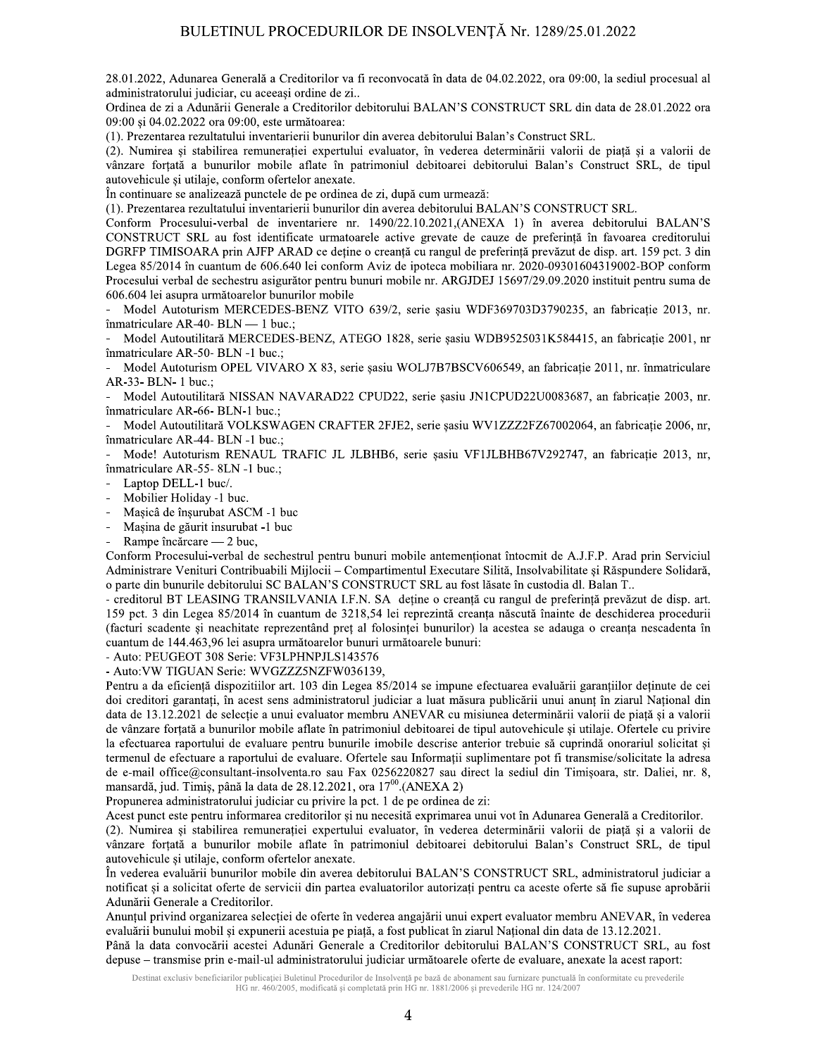28.01.2022, Adunarea Generală a Creditorilor va fi reconvocată în data de 04.02.2022, ora 09:00, la sediul procesual al administratorului judiciar, cu aceeași ordine de zi..

Ordinea de zi a Adunării Generale a Creditorilor debitorului BALAN'S CONSTRUCT SRL din data de 28.01.2022 ora 09:00 și 04.02.2022 ora 09:00, este următoarea:

(1). Prezentarea rezultatului inventarierii bunurilor din averea debitorului Balan's Construct SRL.

(2). Numirea și stabilirea remunerației expertului evaluator, în vederea determinării valorii de piață și a valorii de vânzare forțată a bunurilor mobile aflate în patrimoniul debitoarei debitorului Balan's Construct SRL, de tipul autovehicule și utilaje, conform ofertelor anexate.

În continuare se analizează punctele de pe ordinea de zi, după cum urmează:

(1). Prezentarea rezultatului inventarierii bunurilor din averea debitorului BALAN'S CONSTRUCT SRL.

Conform Procesului-verbal de inventariere nr. 1490/22.10.2021,(ANEXA 1) în averea debitorului BALAN'S CONSTRUCT SRL au fost identificate urmatoarele active grevate de cauze de preferință în favoarea creditorului DGRFP TIMISOARA prin AJFP ARAD ce deține o creanță cu rangul de preferință prevăzut de disp. art. 159 pct. 3 din Legea 85/2014 în cuantum de 606.640 lei conform Aviz de ipoteca mobiliara nr. 2020-09301604319002-BOP conform Procesului verbal de sechestru asigurător pentru bunuri mobile nr. ARGJDEJ 15697/29.09.2020 instituit pentru suma de 606.604 lei asupra următoarelor bunurilor mobile

- Model Autoturism MERCEDES-BENZ VITO 639/2, serie șasiu WDF369703D3790235, an fabricație 2013, nr. înmatriculare AR-40- BLN — 1 buc.;
- Model Autoutilitară MERCEDES-BENZ, ATEGO 1828, serie șasiu WDB9525031K584415, an fabricație 2001, nr înmatriculare AR-50- BLN -1 buc.;
- Model Autoturism OPEL VIVARO X 83, serie șasiu WOLJ7B7BSCV606549, an fabricație 2011, nr. înmatriculare AR-33- BLN- 1 buc.;
- Model Autoutilitară NISSAN NAVARAD22 CPUD22, serie șasiu JN1CPUD22U0083687, an fabricație 2003, nr. înmatriculare AR-66- BLN-1 buc.;
- Model Autoutilitară VOLKSWAGEN CRAFTER 2FJE2, serie șasiu WV1ZZZ2FZ67002064, an fabricație 2006, nr, înmatriculare AR-44- BLN -1 buc.;
- Mode! Autoturism RENAUL TRAFIC JL JLBHB6, serie șasiu VF1JLBHB67V292747, an fabricație 2013, nr, înmatriculare AR-55- 8LN -1 buc.;
- Laptop DELL-1 buc/.
- Mobilier Holiday -1 buc.
- Mașicâ de înșurubat ASCM -1 buc
- Mașina de găurit insurubat -1 buc
- Rampe încărcare — 2 buc,

Conform Procesului-verbal de sechestrul pentru bunuri mobile antemenționat întocmit de A.J.F.P. Arad prin Serviciul Administrare Venituri Contribuabili Mijlocii – Compartimentul Executare Silită, Insolvabilitate și Răspundere Solidară, o parte din bunurile debitorului SC BALAN'S CONSTRUCT SRL au fost lăsate în custodia dl. Balan T..

- creditorul BT LEASING TRANSILVANIA I.F.N. SA deține o creanță cu rangul de preferință prevăzut de disp. art. 159 pct. 3 din Legea 85/2014 în cuantum de 3218,54 lei reprezintă creanța născută înainte de deschiderea procedurii (facturi scadente și neachitate reprezentând preț al folosinței bunurilor) la acestea se adauga o creanța nescadenta în cuantum de 144.463,96 lei asupra următoarelor bunuri următoarele bunuri:

- Auto: PEUGEOT 308 Serie: VF3LPHNPJLS143576
- Auto:VW TIGUAN Serie: WVGZZZ5NZFW036139,

Pentru a da eficiență dispozitiilor art. 103 din Legea 85/2014 se impune efectuarea evaluării garanțiilor deținute de cei doi creditori garantați, în acest sens administratorul judiciar a luat măsura publicării unui anunț în ziarul Național din data de 13.12.2021 de selecție a unui evaluator membru ANEVAR cu misiunea determinării valorii de piață și a valorii de vânzare forțată a bunurilor mobile aflate în patrimoniul debitoarei de tipul autovehicule și utilaje. Ofertele cu privire la efectuarea raportului de evaluare pentru bunurile imobile descrise anterior trebuie să cuprindă onorariul solicitat și termenul de efectuare a raportului de evaluare. Ofertele sau Informații suplimentare pot fi transmise/solicitate la adresa de e-mail office@consultant-insolventa.ro sau Fax 0256220827 sau direct la sediul din Timișoara, str. Daliei, nr. 8, mansardă, jud. Timiș, până la data de 28.12.2021, ora $17^{00}$.(ANEXA 2)

Propunerea administratorului judiciar cu privire la pct. 1 de pe ordinea de zi:

Acest punct este pentru informarea creditorilor și nu necesită exprimarea unui vot în Adunarea Generală a Creditorilor.

(2). Numirea și stabilirea remunerației expertului evaluator, în vederea determinării valorii de piață și a valorii de vânzare forțată a bunurilor mobile aflate în patrimoniul debitoarei debitorului Balan's Construct SRL, de tipul autovehicule și utilaje, conform ofertelor anexate.

În vederea evaluării bunurilor mobile din averea debitorului BALAN'S CONSTRUCT SRL, administratorul judiciar a notificat și a solicitat oferte de servicii din partea evaluatorilor autorizați pentru ca aceste oferte să fie supuse aprobării Adunării Generale a Creditorilor.

Anunțul privind organizarea selecției de oferte în vederea angajării unui expert evaluator membru ANEVAR, în vederea evaluării bunului mobil și expunerii acestuia pe piață, a fost publicat în ziarul Național din data de 13.12.2021.

Până la data convocării acestei Adunări Generale a Creditorilor debitorului BALAN'S CONSTRUCT SRL, au fost depuse – transmise prin e-mail-ul administratorului judiciar următoarele oferte de evaluare, anexate la acest raport: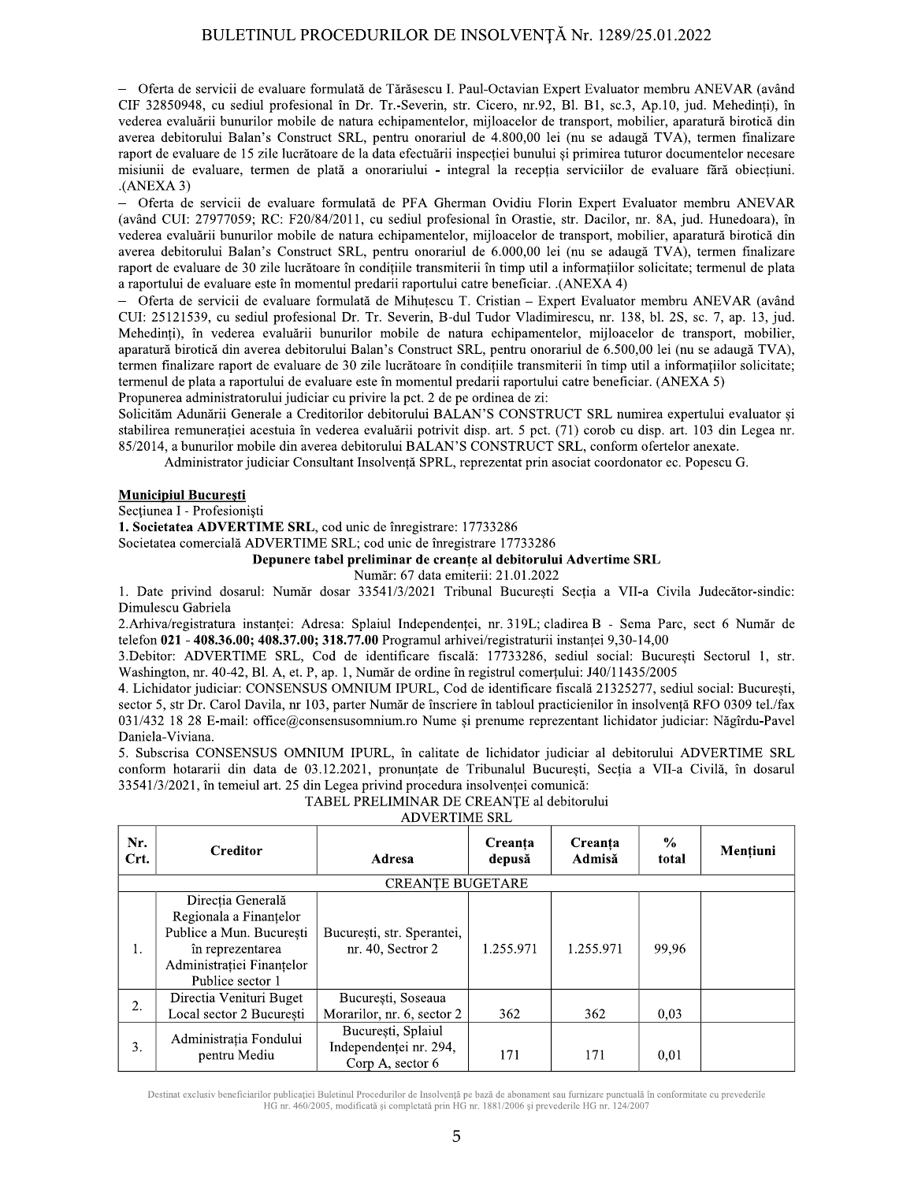– Oferta de servicii de evaluare formulată de Tărăsescu I. Paul-Octavian Expert Evaluator membru ANEVAR (având CIF 32850948, cu sediul profesional în Dr. Tr.-Severin, str. Cicero, nr.92, Bl. B1, sc.3, Ap.10, jud. Mehedinți), în vederea evaluării bunurilor mobile de natura echipamentelor, mijloacelor de transport, mobilier, aparatură birotică din averea debitorului Balan's Construct SRL, pentru onorariul de 4.800,00 lei (nu se adaugă TVA), termen finalizare raport de evaluare de 15 zile lucrătoare de la data efectuării inspecției bunului și primirea tuturor documentelor necesare misiunii de evaluare, termen de plată a onorariului - integral la recepția serviciilor de evaluare fără obiecțiuni. .(ANEXA 3)

– Oferta de servicii de evaluare formulată de PFA Gherman Ovidiu Florin Expert Evaluator membru ANEVAR (având CUI: 27977059; RC: F20/84/2011, cu sediul profesional în Orastie, str. Dacilor, nr. 8A, jud. Hunedoara), în vederea evaluării bunurilor mobile de natura echipamentelor, mijloacelor de transport, mobilier, aparatură birotică din averea debitorului Balan's Construct SRL, pentru onorariul de 6.000,00 lei (nu se adaugă TVA), termen finalizare raport de evaluare de 30 zile lucrătoare în condițiile transmiterii în timp util a informațiilor solicitate; termenul de plata a raportului de evaluare este în momentul predarii raportului catre beneficiar. .(ANEXA 4)

– Oferta de servicii de evaluare formulată de Mihuțescu T. Cristian – Expert Evaluator membru ANEVAR (având CUI: 25121539, cu sediul profesional Dr. Tr. Severin, B-dul Tudor Vladimirescu, nr. 138, bl. 2S, sc. 7, ap. 13, jud. Mehedinți), în vederea evaluării bunurilor mobile de natura echipamentelor, mijloacelor de transport, mobilier, aparatură birotică din averea debitorului Balan's Construct SRL, pentru onorariul de 6.500,00 lei (nu se adaugă TVA), termen finalizare raport de evaluare de 30 zile lucrătoare în condițiile transmiterii în timp util a informațiilor solicitate; termenul de plata a raportului de evaluare este în momentul predarii raportului catre beneficiar. (ANEXA 5)

Propunerea administratorului judiciar cu privire la pct. 2 de pe ordinea de zi:

Solicităm Adunării Generale a Creditorilor debitorului BALAN'S CONSTRUCT SRL numirea expertului evaluator și stabilirea remunerației acestuia în vederea evaluării potrivit disp. art. 5 pct. (71) corob cu disp. art. 103 din Legea nr. 85/2014, a bunurilor mobile din averea debitorului BALAN'S CONSTRUCT SRL, conform ofertelor anexate.

Administrator judiciar Consultant Insolvență SPRL, reprezentat prin asociat coordonator ec. Popescu G.

**Municipiul București**

Secțiunea I - Profesioniști

**1. Societatea ADVERTIME SRL**, cod unic de înregistrare: 17733286

Societatea comercială ADVERTIME SRL; cod unic de înregistrare 17733286

**Depunere tabel preliminar de creanțe al debitorului Advertime SRL**

Număr: 67 data emiterii: 21.01.2022

1. Date privind dosarul: Număr dosar 33541/3/2021 Tribunal București Secția a VII-a Civila Judecător-sindic: Dimulescu Gabriela

2.Arhiva/registratura instanței: Adresa: Splaiul Independenței, nr. 319L; cladirea B - Sema Parc, sect 6 Număr de telefon **021 - 408.36.00; 408.37.00; 318.77.00** Programul arhivei/registraturii instanței 9,30-14,00

3.Debitor: ADVERTIME SRL, Cod de identificare fiscală: 17733286, sediul social: București Sectorul 1, str. Washington, nr. 40-42, Bl. A, et. P, ap. 1, Număr de ordine în registrul comerțului: J40/11435/2005

4. Lichidator judiciar: CONSENSUS OMNIUM IPURL, Cod de identificare fiscală 21325277, sediul social: București, sector 5, str Dr. Carol Davila, nr 103, parter Număr de înscriere în tabloul practicienilor în insolvență RFO 0309 tel./fax 031/432 18 28 E-mail: office@consensusomnium.ro Nume și prenume reprezentant lichidator judiciar: Năgîrdu-Pavel Daniela-Viviana.

5. Subscrisa CONSENSUS OMNIUM IPURL, în calitate de lichidator judiciar al debitorului ADVERTIME SRL conform hotararii din data de 03.12.2021, pronunțate de Tribunalul București, Secția a VII-a Civilă, în dosarul 33541/3/2021, în temeiul art. 25 din Legea privind procedura insolvenței comunică:

TABEL PRELIMINAR DE CREANȚE al debitorului
ADVERTIME SRL

| Nr. Crt. | Creditor | Adresa | Creanța depusă | Creanța Admisă | % total | Mențiuni |
|---|---|---|---|---|---|---|
| | | CREANȚE BUGETARE | | | | |
| 1. | Direcția Generală Regionala a Finanțelor Publice a Mun. București în reprezentarea Administrației Finanțelor Publice sector 1 | București, str. Sperantei, nr. 40, Sectror 2 | 1.255.971 | 1.255.971 | 99,96 | |
| 2. | Directia Venituri Buget Local sector 2 București | București, Soseaua Morarilor, nr. 6, sector 2 | 362 | 362 | 0,03 | |
| 3. | Administrația Fondului pentru Mediu | București, Splaiul Independenței nr. 294, Corp A, sector 6 | 171 | 171 | 0,01 | |